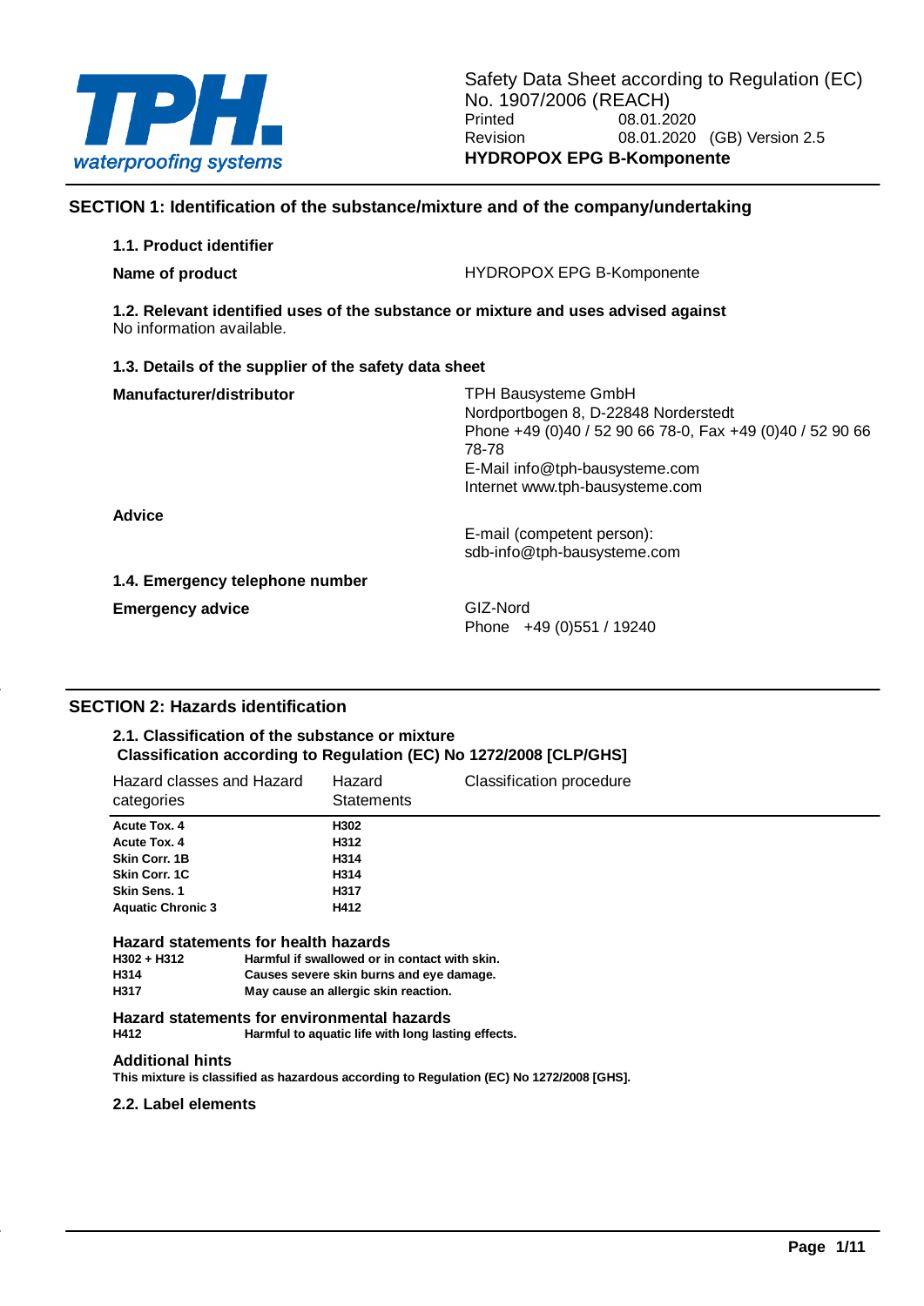Safety Data Sheet according to Regulation (EC) No. 1907/2006 (REACH)

Printed 08.01.2020

Revision 08.01.2020 (GB) Version 2.5

**HYDROPOX EPG B-Komponente**

## SECTION 1: Identification of the substance/mixture and of the company/undertaking

### 1.1. Product identifier

**Name of product** HYDROPOX EPG B-Komponente

### 1.2. Relevant identified uses of the substance or mixture and uses advised against

No information available.

### 1.3. Details of the supplier of the safety data sheet

**Manufacturer/distributor**

TPH Bausysteme GmbH
Nordportbogen 8, D-22848 Norderstedt
Phone +49 (0)40 / 52 90 66 78-0, Fax +49 (0)40 / 52 90 66 78-78
E-Mail info@tph-bausysteme.com
Internet www.tph-bausysteme.com

**Advice**

E-mail (competent person):
sdb-info@tph-bausysteme.com

### 1.4. Emergency telephone number

**Emergency advice**

GIZ-Nord
Phone +49 (0)551 / 19240

## SECTION 2: Hazards identification

### 2.1. Classification of the substance or mixture

**Classification according to Regulation (EC) No 1272/2008 [CLP/GHS]**

| Hazard classes and Hazard categories | Hazard Statements | Classification procedure |
|---|---|---|
| **Acute Tox. 4** | **H302** | |
| **Acute Tox. 4** | **H312** | |
| **Skin Corr. 1B** | **H314** | |
| **Skin Corr. 1C** | **H314** | |
| **Skin Sens. 1** | **H317** | |
| **Aquatic Chronic 3** | **H412** | |

**Hazard statements for health hazards**

| | |
|---|---|
| **H302 + H312** | **Harmful if swallowed or in contact with skin.** |
| **H314** | **Causes severe skin burns and eye damage.** |
| **H317** | **May cause an allergic skin reaction.** |

**Hazard statements for environmental hazards**

| | |
|---|---|
| **H412** | **Harmful to aquatic life with long lasting effects.** |

**Additional hints**

**This mixture is classified as hazardous according to Regulation (EC) No 1272/2008 [GHS].**

### 2.2. Label elements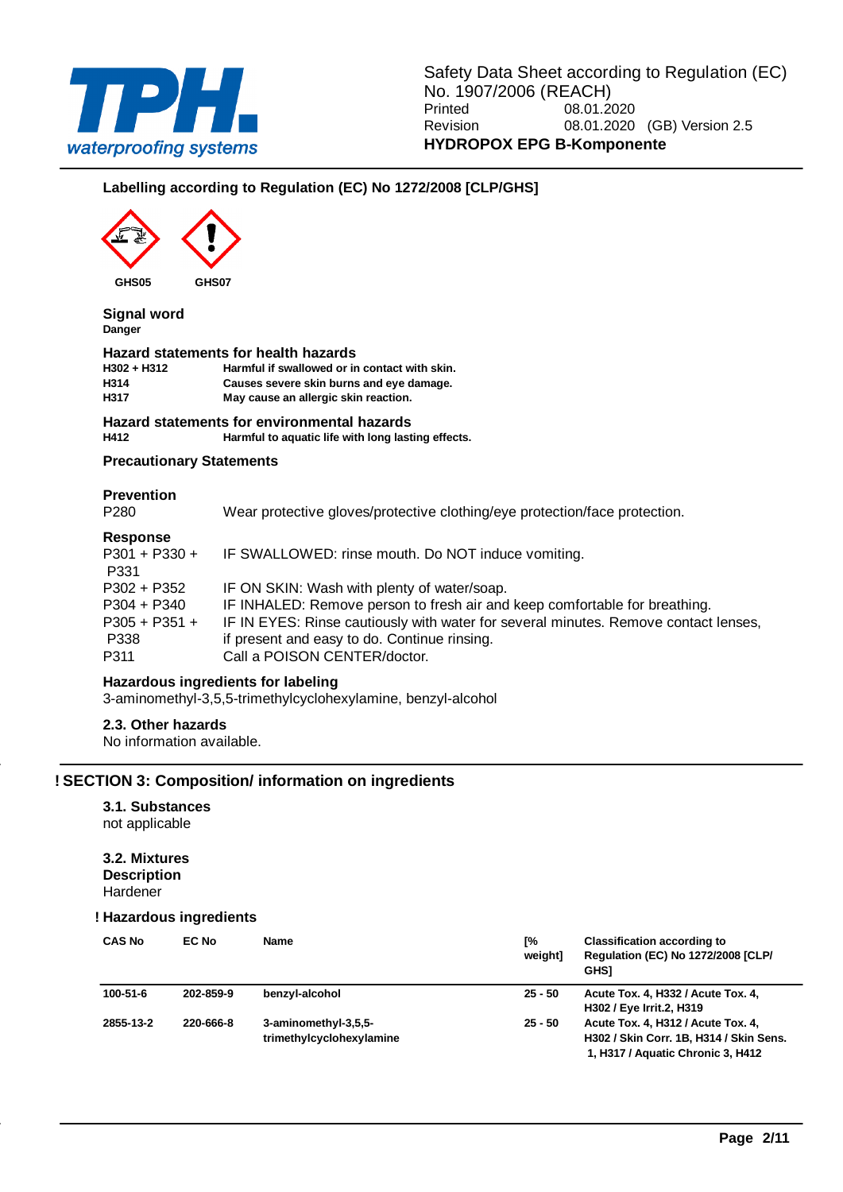### Labelling according to Regulation (EC) No 1272/2008 [CLP/GHS]

GHS05 GHS07

**Signal word**
**Danger**

**Hazard statements for health hazards**

| | |
|---|---|
| **H302 + H312** | **Harmful if swallowed or in contact with skin.** |
| **H314** | **Causes severe skin burns and eye damage.** |
| **H317** | **May cause an allergic skin reaction.** |

**Hazard statements for environmental hazards**

| | |
|---|---|
| **H412** | **Harmful to aquatic life with long lasting effects.** |

**Precautionary Statements**

**Prevention**

| | |
|---|---|
| P280 | Wear protective gloves/protective clothing/eye protection/face protection. |

**Response**

| | |
|---|---|
| P301 + P330 + P331 | IF SWALLOWED: rinse mouth. Do NOT induce vomiting. |
| P302 + P352 | IF ON SKIN: Wash with plenty of water/soap. |
| P304 + P340 | IF INHALED: Remove person to fresh air and keep comfortable for breathing. |
| P305 + P351 + P338 | IF IN EYES: Rinse cautiously with water for several minutes. Remove contact lenses, if present and easy to do. Continue rinsing. |
| P311 | Call a POISON CENTER/doctor. |

**Hazardous ingredients for labeling**
3-aminomethyl-3,5,5-trimethylcyclohexylamine, benzyl-alcohol

### 2.3. Other hazards

No information available.

## ! SECTION 3: Composition/ information on ingredients

### 3.1. Substances

not applicable

### 3.2. Mixtures

**Description**
Hardener

### ! Hazardous ingredients

| CAS No | EC No | Name | [% weight] | Classification according to Regulation (EC) No 1272/2008 [CLP/ GHS] |
|---|---|---|---|---|
| **100-51-6** | **202-859-9** | **benzyl-alcohol** | **25 - 50** | **Acute Tox. 4, H332 / Acute Tox. 4, H302 / Eye Irrit.2, H319** |
| **2855-13-2** | **220-666-8** | **3-aminomethyl-3,5,5-trimethylcyclohexylamine** | **25 - 50** | **Acute Tox. 4, H312 / Acute Tox. 4, H302 / Skin Corr. 1B, H314 / Skin Sens. 1, H317 / Aquatic Chronic 3, H412** |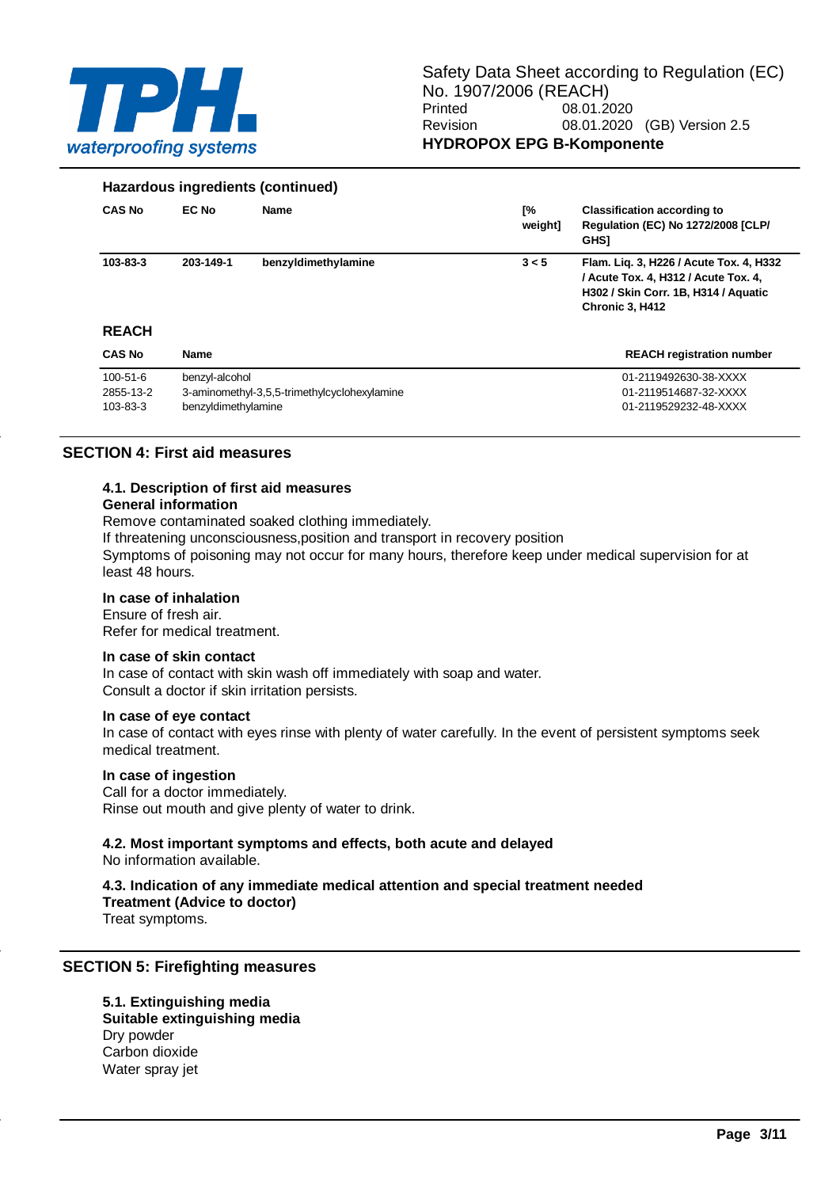**Hazardous ingredients (continued)**

| CAS No | EC No | Name | [% weight] | Classification according to Regulation (EC) No 1272/2008 [CLP/ GHS] |
|---|---|---|---|---|
| **103-83-3** | **203-149-1** | **benzyldimethylamine** | **3 < 5** | **Flam. Liq. 3, H226 / Acute Tox. 4, H332 / Acute Tox. 4, H312 / Acute Tox. 4, H302 / Skin Corr. 1B, H314 / Aquatic Chronic 3, H412** |

### REACH

| CAS No | Name | REACH registration number |
|---|---|---|
| 100-51-6 | benzyl-alcohol | 01-2119492630-38-XXXX |
| 2855-13-2 | 3-aminomethyl-3,5,5-trimethylcyclohexylamine | 01-2119514687-32-XXXX |
| 103-83-3 | benzyldimethylamine | 01-2119529232-48-XXXX |

## SECTION 4: First aid measures

### 4.1. Description of first aid measures

**General information**

Remove contaminated soaked clothing immediately.
If threatening unconsciousness,position and transport in recovery position
Symptoms of poisoning may not occur for many hours, therefore keep under medical supervision for at least 48 hours.

**In case of inhalation**

Ensure of fresh air.
Refer for medical treatment.

**In case of skin contact**

In case of contact with skin wash off immediately with soap and water.
Consult a doctor if skin irritation persists.

**In case of eye contact**

In case of contact with eyes rinse with plenty of water carefully. In the event of persistent symptoms seek medical treatment.

**In case of ingestion**

Call for a doctor immediately.
Rinse out mouth and give plenty of water to drink.

### 4.2. Most important symptoms and effects, both acute and delayed

No information available.

### 4.3. Indication of any immediate medical attention and special treatment needed

**Treatment (Advice to doctor)**

Treat symptoms.

## SECTION 5: Firefighting measures

### 5.1. Extinguishing media

**Suitable extinguishing media**

Dry powder
Carbon dioxide
Water spray jet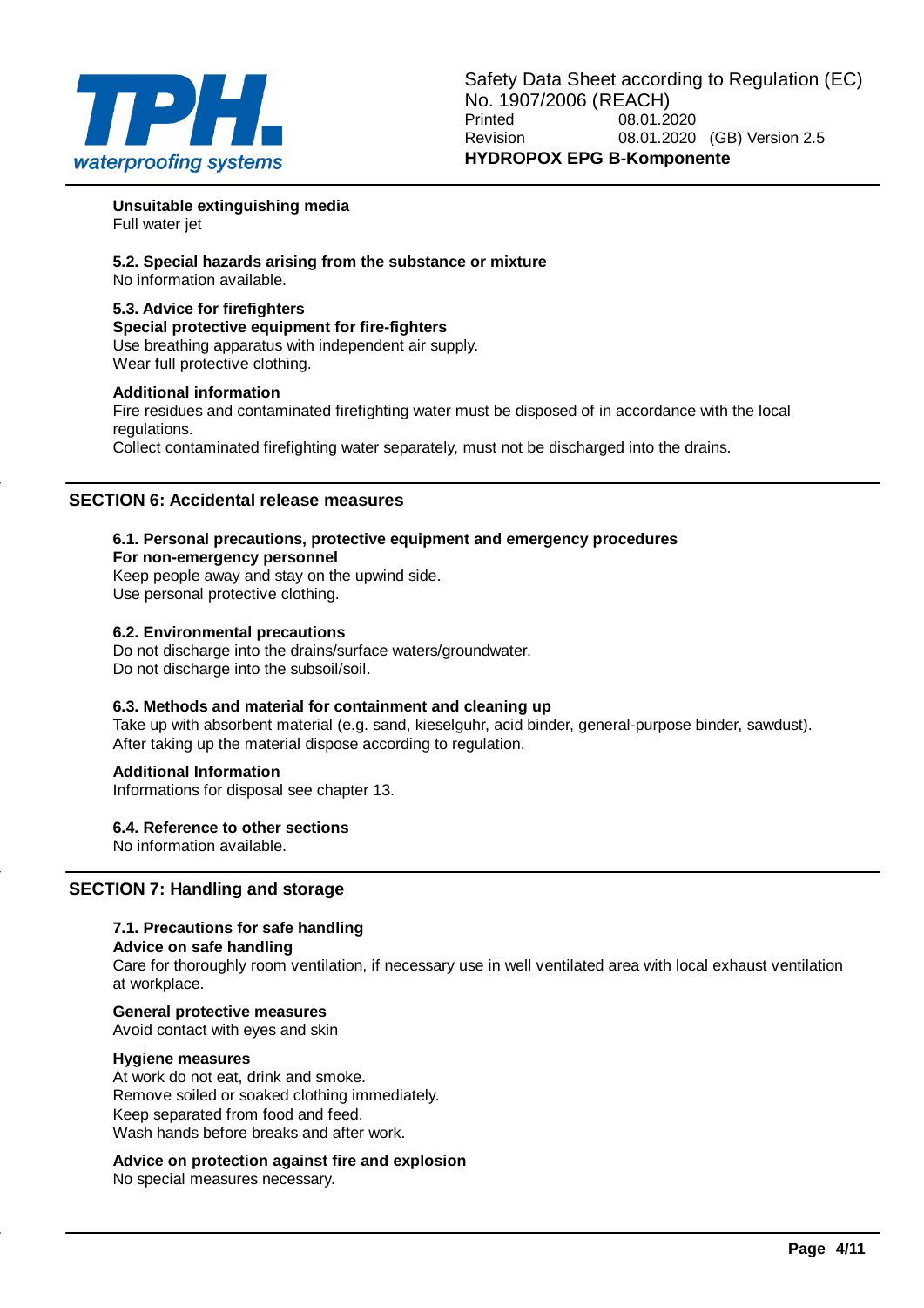**Unsuitable extinguishing media**
Full water jet

**5.2. Special hazards arising from the substance or mixture**
No information available.

**5.3. Advice for firefighters**
**Special protective equipment for fire-fighters**
Use breathing apparatus with independent air supply.
Wear full protective clothing.

**Additional information**
Fire residues and contaminated firefighting water must be disposed of in accordance with the local regulations.
Collect contaminated firefighting water separately, must not be discharged into the drains.

## SECTION 6: Accidental release measures

**6.1. Personal precautions, protective equipment and emergency procedures**
**For non-emergency personnel**
Keep people away and stay on the upwind side.
Use personal protective clothing.

**6.2. Environmental precautions**
Do not discharge into the drains/surface waters/groundwater.
Do not discharge into the subsoil/soil.

**6.3. Methods and material for containment and cleaning up**
Take up with absorbent material (e.g. sand, kieselguhr, acid binder, general-purpose binder, sawdust).
After taking up the material dispose according to regulation.

**Additional Information**
Informations for disposal see chapter 13.

**6.4. Reference to other sections**
No information available.

## SECTION 7: Handling and storage

**7.1. Precautions for safe handling**
**Advice on safe handling**
Care for thoroughly room ventilation, if necessary use in well ventilated area with local exhaust ventilation at workplace.

**General protective measures**
Avoid contact with eyes and skin

**Hygiene measures**
At work do not eat, drink and smoke.
Remove soiled or soaked clothing immediately.
Keep separated from food and feed.
Wash hands before breaks and after work.

**Advice on protection against fire and explosion**
No special measures necessary.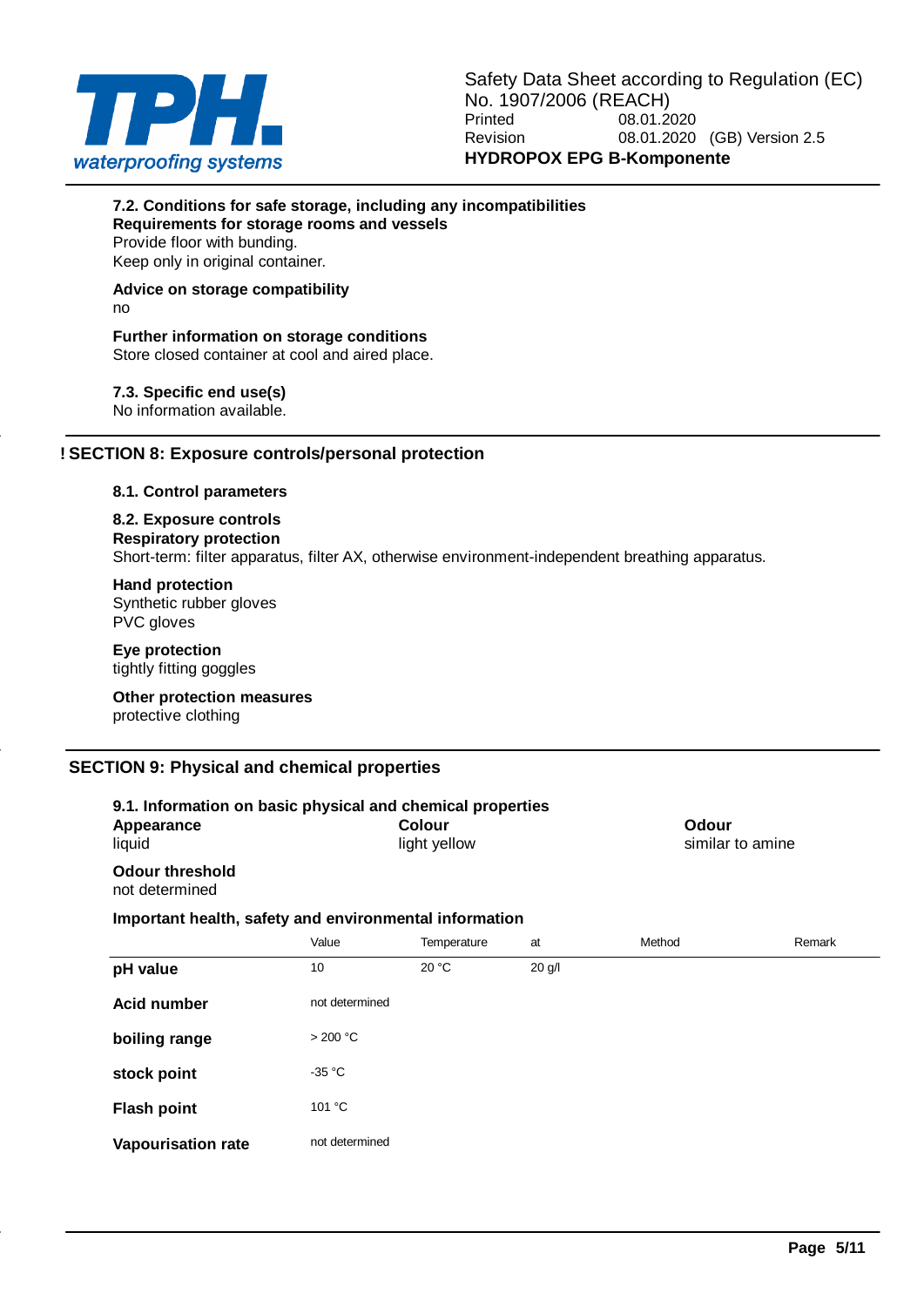### 7.2. Conditions for safe storage, including any incompatibilities

**Requirements for storage rooms and vessels**

Provide floor with bunding.
Keep only in original container.

**Advice on storage compatibility**

no

**Further information on storage conditions**

Store closed container at cool and aired place.

### 7.3. Specific end use(s)

No information available.

## ! SECTION 8: Exposure controls/personal protection

### 8.1. Control parameters

### 8.2. Exposure controls

**Respiratory protection**

Short-term: filter apparatus, filter AX, otherwise environment-independent breathing apparatus.

**Hand protection**

Synthetic rubber gloves
PVC gloves

**Eye protection**

tightly fitting goggles

**Other protection measures**

protective clothing

## SECTION 9: Physical and chemical properties

### 9.1. Information on basic physical and chemical properties

**Appearance**
liquid

**Colour**
light yellow

**Odour**
similar to amine

**Odour threshold**
not determined

**Important health, safety and environmental information**

| | Value | Temperature | at | Method | Remark |
|---|---|---|---|---|---|
| **pH value** | 10 | 20 °C | 20 g/l | | |
| **Acid number** | not determined | | | | |
| **boiling range** | > 200 °C | | | | |
| **stock point** | -35 °C | | | | |
| **Flash point** | 101 °C | | | | |
| **Vapourisation rate** | not determined | | | | |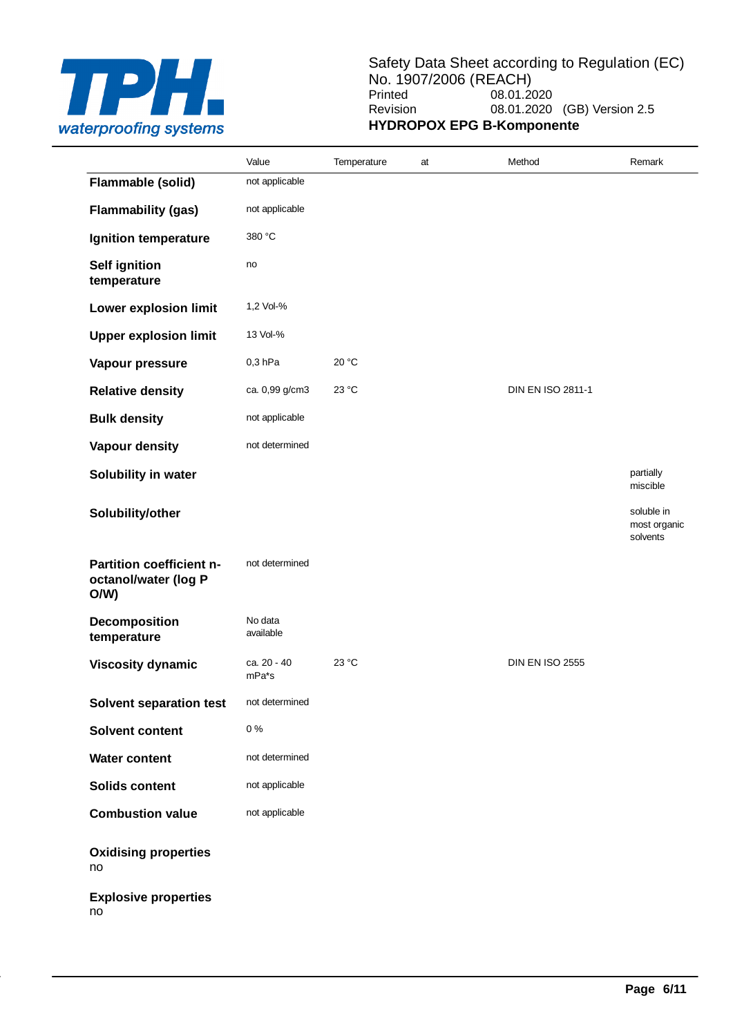| | Value | Temperature | at | Method | Remark |
|---|---|---|---|---|---|
| **Flammable (solid)** | not applicable | | | | |
| **Flammability (gas)** | not applicable | | | | |
| **Ignition temperature** | 380 °C | | | | |
| **Self ignition temperature** | no | | | | |
| **Lower explosion limit** | 1,2 Vol-% | | | | |
| **Upper explosion limit** | 13 Vol-% | | | | |
| **Vapour pressure** | 0,3 hPa | 20 °C | | | |
| **Relative density** | ca. 0,99 g/cm3 | 23 °C | | DIN EN ISO 2811-1 | |
| **Bulk density** | not applicable | | | | |
| **Vapour density** | not determined | | | | |
| **Solubility in water** | | | | | partially miscible |
| **Solubility/other** | | | | | soluble in most organic solvents |
| **Partition coefficient n-octanol/water (log P O/W)** | not determined | | | | |
| **Decomposition temperature** | No data available | | | | |
| **Viscosity dynamic** | ca. 20 - 40 mPa*s | 23 °C | | DIN EN ISO 2555 | |
| **Solvent separation test** | not determined | | | | |
| **Solvent content** | 0 % | | | | |
| **Water content** | not determined | | | | |
| **Solids content** | not applicable | | | | |
| **Combustion value** | not applicable | | | | |

**Oxidising properties**
no

**Explosive properties**
no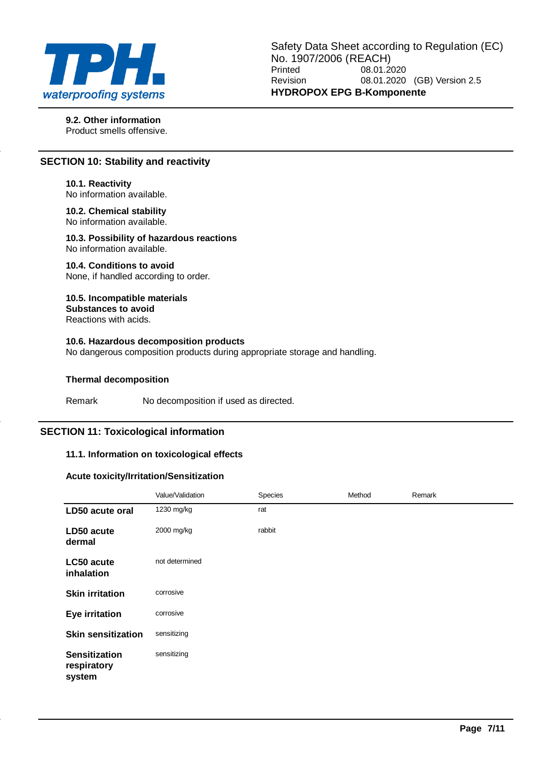### 9.2. Other information

Product smells offensive.

## SECTION 10: Stability and reactivity

### 10.1. Reactivity

No information available.

### 10.2. Chemical stability

No information available.

### 10.3. Possibility of hazardous reactions

No information available.

### 10.4. Conditions to avoid

None, if handled according to order.

### 10.5. Incompatible materials

**Substances to avoid**

Reactions with acids.

### 10.6. Hazardous decomposition products

No dangerous composition products during appropriate storage and handling.

**Thermal decomposition**

Remark No decomposition if used as directed.

## SECTION 11: Toxicological information

### 11.1. Information on toxicological effects

**Acute toxicity/Irritation/Sensitization**

| | Value/Validation | Species | Method | Remark |
|---|---|---|---|---|
| **LD50 acute oral** | 1230 mg/kg | rat | | |
| **LD50 acute dermal** | 2000 mg/kg | rabbit | | |
| **LC50 acute inhalation** | not determined | | | |
| **Skin irritation** | corrosive | | | |
| **Eye irritation** | corrosive | | | |
| **Skin sensitization** | sensitizing | | | |
| **Sensitization respiratory system** | sensitizing | | | |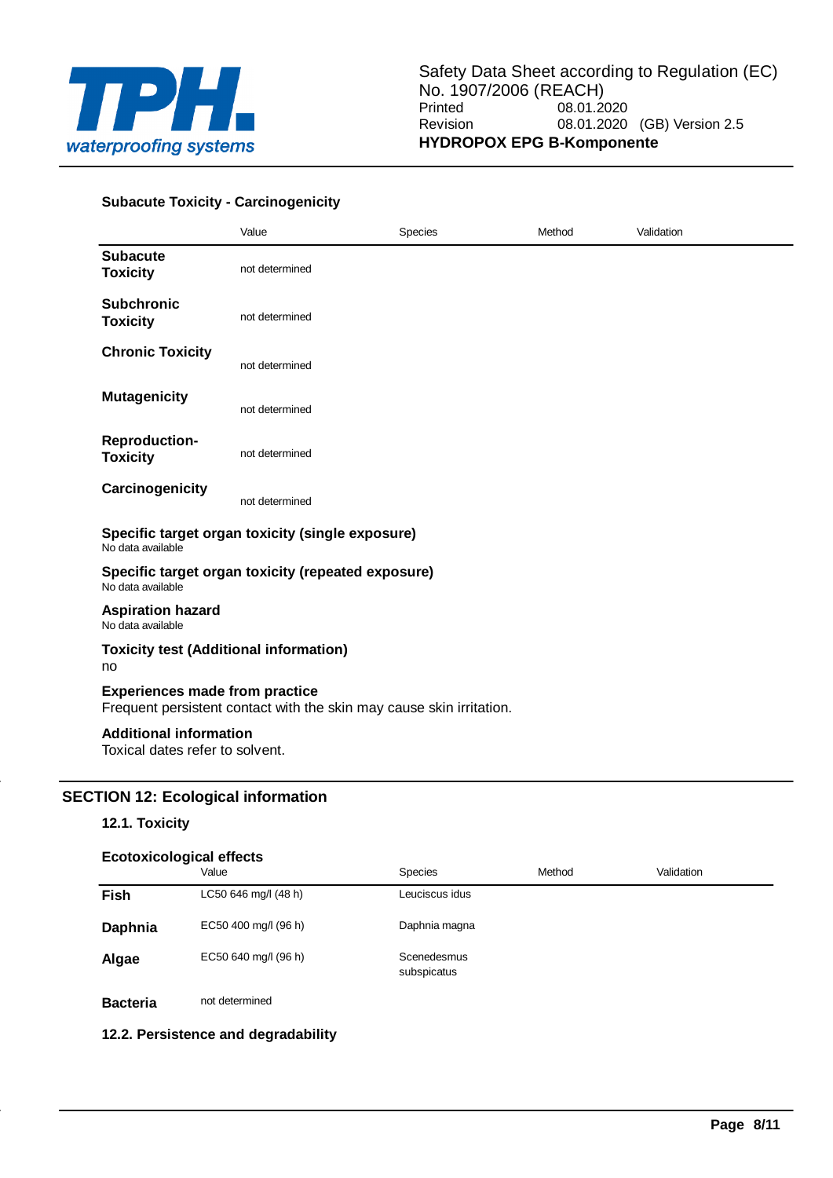### Subacute Toxicity - Carcinogenicity

| | Value | Species | Method | Validation |
|---|---|---|---|---|
| **Subacute Toxicity** | not determined | | | |
| **Subchronic Toxicity** | not determined | | | |
| **Chronic Toxicity** | not determined | | | |
| **Mutagenicity** | not determined | | | |
| **Reproduction-Toxicity** | not determined | | | |
| **Carcinogenicity** | not determined | | | |

**Specific target organ toxicity (single exposure)**
No data available

**Specific target organ toxicity (repeated exposure)**
No data available

**Aspiration hazard**
No data available

**Toxicity test (Additional information)**
no

**Experiences made from practice**
Frequent persistent contact with the skin may cause skin irritation.

**Additional information**
Toxical dates refer to solvent.

## SECTION 12: Ecological information

### 12.1. Toxicity

**Ecotoxicological effects**

| | Value | Species | Method | Validation |
|---|---|---|---|---|
| **Fish** | LC50 646 mg/l (48 h) | Leuciscus idus | | |
| **Daphnia** | EC50 400 mg/l (96 h) | Daphnia magna | | |
| **Algae** | EC50 640 mg/l (96 h) | Scenedesmus subspicatus | | |
| **Bacteria** | not determined | | | |

### 12.2. Persistence and degradability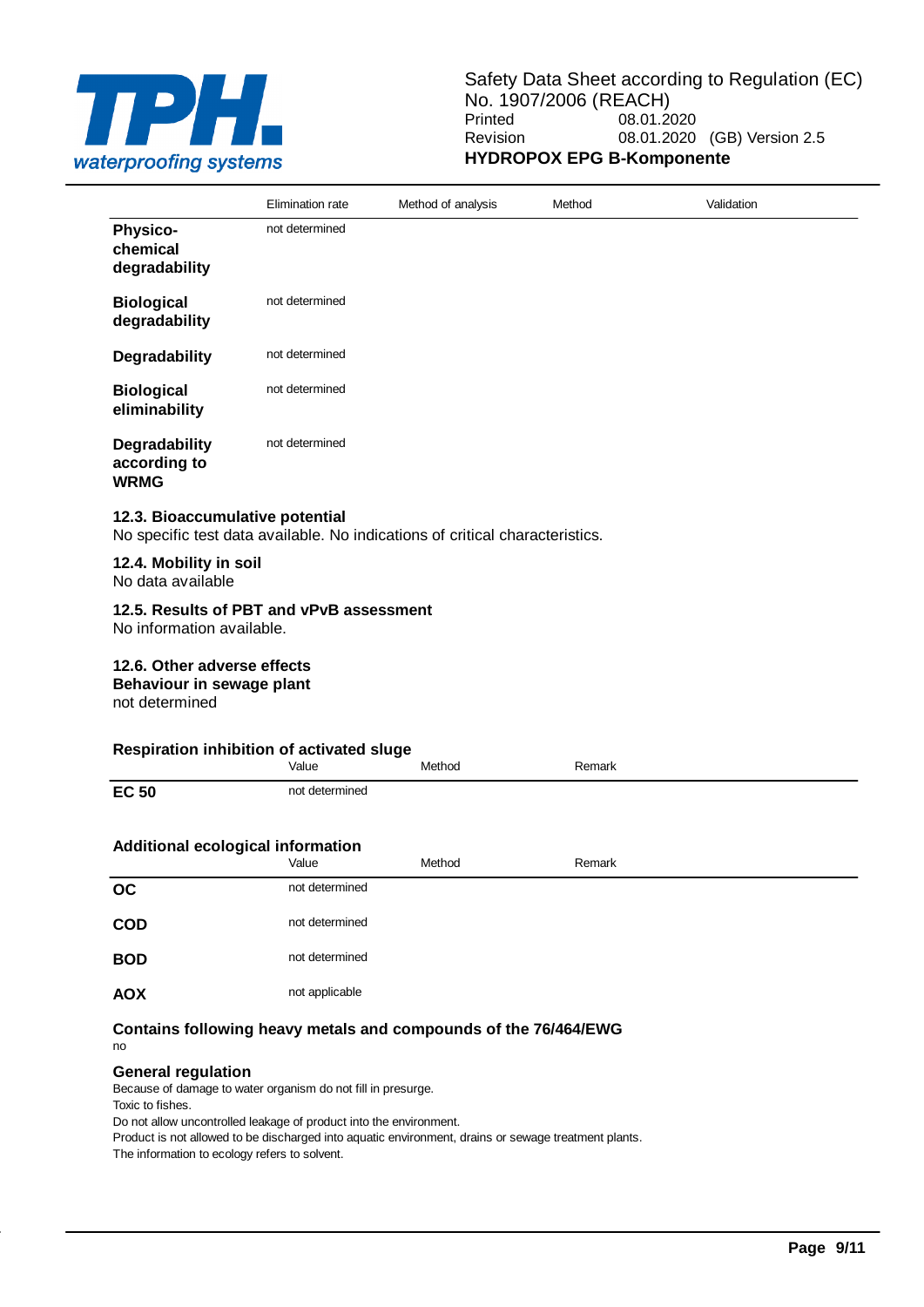| | Elimination rate | Method of analysis | Method | Validation |
|---|---|---|---|---|
| **Physico-chemical degradability** | not determined | | | |
| **Biological degradability** | not determined | | | |
| **Degradability** | not determined | | | |
| **Biological eliminability** | not determined | | | |
| **Degradability according to WRMG** | not determined | | | |

### 12.3. Bioaccumulative potential

No specific test data available. No indications of critical characteristics.

### 12.4. Mobility in soil

No data available

### 12.5. Results of PBT and vPvB assessment

No information available.

### 12.6. Other adverse effects

**Behaviour in sewage plant**

not determined

**Respiration inhibition of activated sluge**

| | Value | Method | Remark |
|---|---|---|---|
| **EC 50** | not determined | | |

**Additional ecological information**

| | Value | Method | Remark |
|---|---|---|---|
| **OC** | not determined | | |
| **COD** | not determined | | |
| **BOD** | not determined | | |
| **AOX** | not applicable | | |

**Contains following heavy metals and compounds of the 76/464/EWG**

no

**General regulation**

Because of damage to water organism do not fill in presurge.
Toxic to fishes.
Do not allow uncontrolled leakage of product into the environment.
Product is not allowed to be discharged into aquatic environment, drains or sewage treatment plants.
The information to ecology refers to solvent.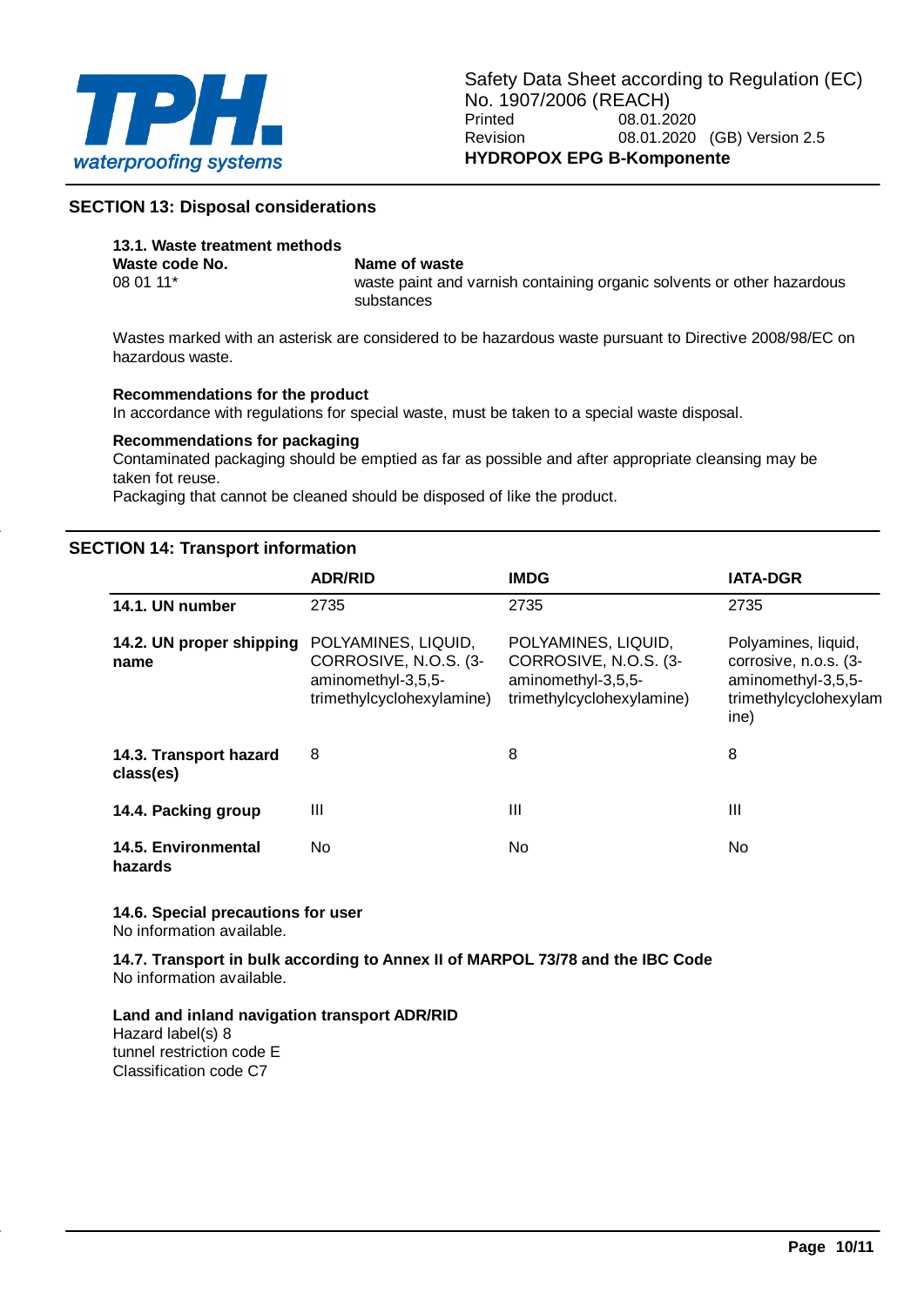## SECTION 13: Disposal considerations

**13.1. Waste treatment methods**

| Waste code No. | Name of waste |
|---|---|
| 08 01 11* | waste paint and varnish containing organic solvents or other hazardous substances |

Wastes marked with an asterisk are considered to be hazardous waste pursuant to Directive 2008/98/EC on hazardous waste.

**Recommendations for the product**

In accordance with regulations for special waste, must be taken to a special waste disposal.

**Recommendations for packaging**

Contaminated packaging should be emptied as far as possible and after appropriate cleansing may be taken fot reuse.
Packaging that cannot be cleaned should be disposed of like the product.

## SECTION 14: Transport information

| | ADR/RID | IMDG | IATA-DGR |
|---|---|---|---|
| **14.1. UN number** | 2735 | 2735 | 2735 |
| **14.2. UN proper shipping name** | POLYAMINES, LIQUID, CORROSIVE, N.O.S. (3-aminomethyl-3,5,5-trimethylcyclohexylamine) | POLYAMINES, LIQUID, CORROSIVE, N.O.S. (3-aminomethyl-3,5,5-trimethylcyclohexylamine) | Polyamines, liquid, corrosive, n.o.s. (3-aminomethyl-3,5,5-trimethylcyclohexylamine) |
| **14.3. Transport hazard class(es)** | 8 | 8 | 8 |
| **14.4. Packing group** | III | III | III |
| **14.5. Environmental hazards** | No | No | No |

**14.6. Special precautions for user**

No information available.

**14.7. Transport in bulk according to Annex II of MARPOL 73/78 and the IBC Code**

No information available.

**Land and inland navigation transport ADR/RID**

Hazard label(s) 8
tunnel restriction code E
Classification code C7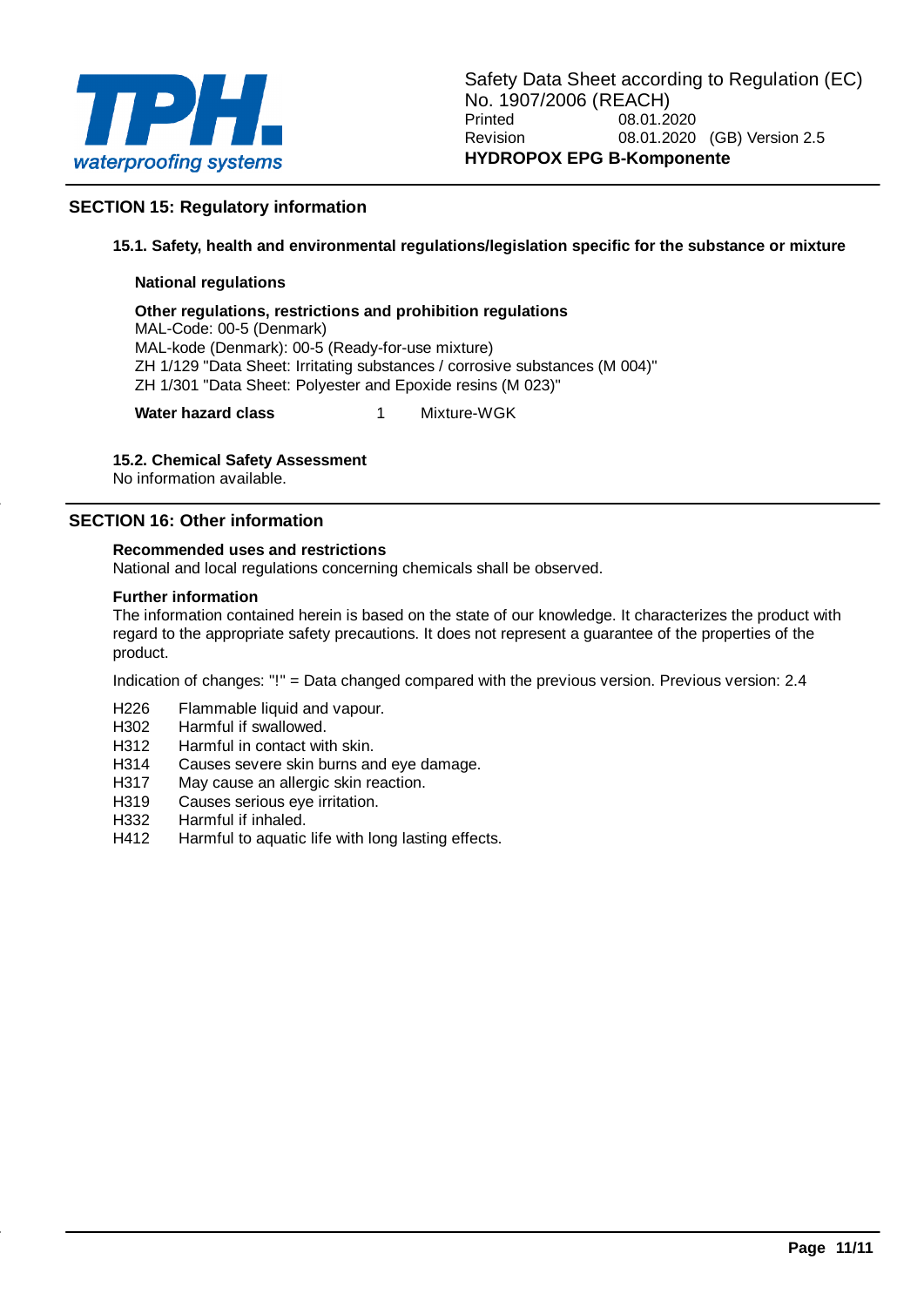## SECTION 15: Regulatory information

### 15.1. Safety, health and environmental regulations/legislation specific for the substance or mixture

**National regulations**

**Other regulations, restrictions and prohibition regulations**

MAL-Code: 00-5 (Denmark)
MAL-kode (Denmark): 00-5 (Ready-for-use mixture)
ZH 1/129 "Data Sheet: Irritating substances / corrosive substances (M 004)"
ZH 1/301 "Data Sheet: Polyester and Epoxide resins (M 023)"

**Water hazard class** 1 Mixture-WGK

### 15.2. Chemical Safety Assessment

No information available.

## SECTION 16: Other information

**Recommended uses and restrictions**

National and local regulations concerning chemicals shall be observed.

**Further information**

The information contained herein is based on the state of our knowledge. It characterizes the product with regard to the appropriate safety precautions. It does not represent a guarantee of the properties of the product.

Indication of changes: "!" = Data changed compared with the previous version. Previous version: 2.4

H226 Flammable liquid and vapour.
H302 Harmful if swallowed.
H312 Harmful in contact with skin.
H314 Causes severe skin burns and eye damage.
H317 May cause an allergic skin reaction.
H319 Causes serious eye irritation.
H332 Harmful if inhaled.
H412 Harmful to aquatic life with long lasting effects.